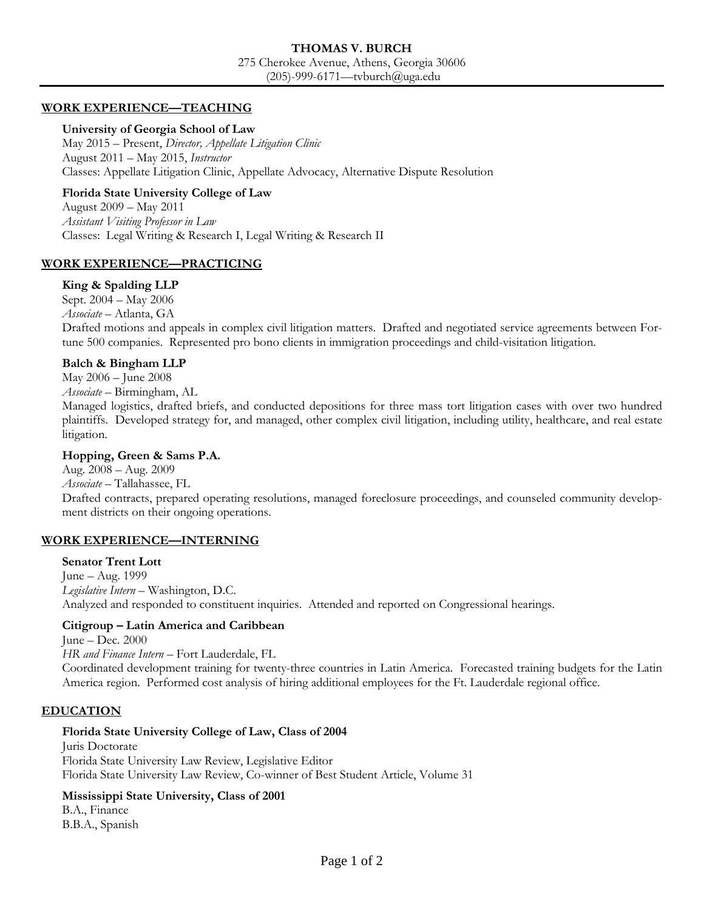# THOMAS V. BURCH

275 Cherokee Avenue, Athens, Georgia 30606
(205)-999-6171—tvburch@uga.edu

## WORK EXPERIENCE—TEACHING

**University of Georgia School of Law**
May 2015 – Present, *Director, Appellate Litigation Clinic*
August 2011 – May 2015, *Instructor*
Classes: Appellate Litigation Clinic, Appellate Advocacy, Alternative Dispute Resolution

**Florida State University College of Law**
August 2009 – May 2011
*Assistant Visiting Professor in Law*
Classes: Legal Writing & Research I, Legal Writing & Research II

## WORK EXPERIENCE—PRACTICING

**King & Spalding LLP**
Sept. 2004 – May 2006
*Associate* – Atlanta, GA
Drafted motions and appeals in complex civil litigation matters. Drafted and negotiated service agreements between Fortune 500 companies. Represented pro bono clients in immigration proceedings and child-visitation litigation.

**Balch & Bingham LLP**
May 2006 – June 2008
*Associate* – Birmingham, AL
Managed logistics, drafted briefs, and conducted depositions for three mass tort litigation cases with over two hundred plaintiffs. Developed strategy for, and managed, other complex civil litigation, including utility, healthcare, and real estate litigation.

**Hopping, Green & Sams P.A.**
Aug. 2008 – Aug. 2009
*Associate* – Tallahassee, FL
Drafted contracts, prepared operating resolutions, managed foreclosure proceedings, and counseled community development districts on their ongoing operations.

## WORK EXPERIENCE—INTERNING

**Senator Trent Lott**
June – Aug. 1999
*Legislative Intern* – Washington, D.C.
Analyzed and responded to constituent inquiries. Attended and reported on Congressional hearings.

**Citigroup – Latin America and Caribbean**
June – Dec. 2000
*HR and Finance Intern* – Fort Lauderdale, FL
Coordinated development training for twenty-three countries in Latin America. Forecasted training budgets for the Latin America region. Performed cost analysis of hiring additional employees for the Ft. Lauderdale regional office.

## EDUCATION

**Florida State University College of Law, Class of 2004**
Juris Doctorate
Florida State University Law Review, Legislative Editor
Florida State University Law Review, Co-winner of Best Student Article, Volume 31

**Mississippi State University, Class of 2001**
B.A., Finance
B.B.A., Spanish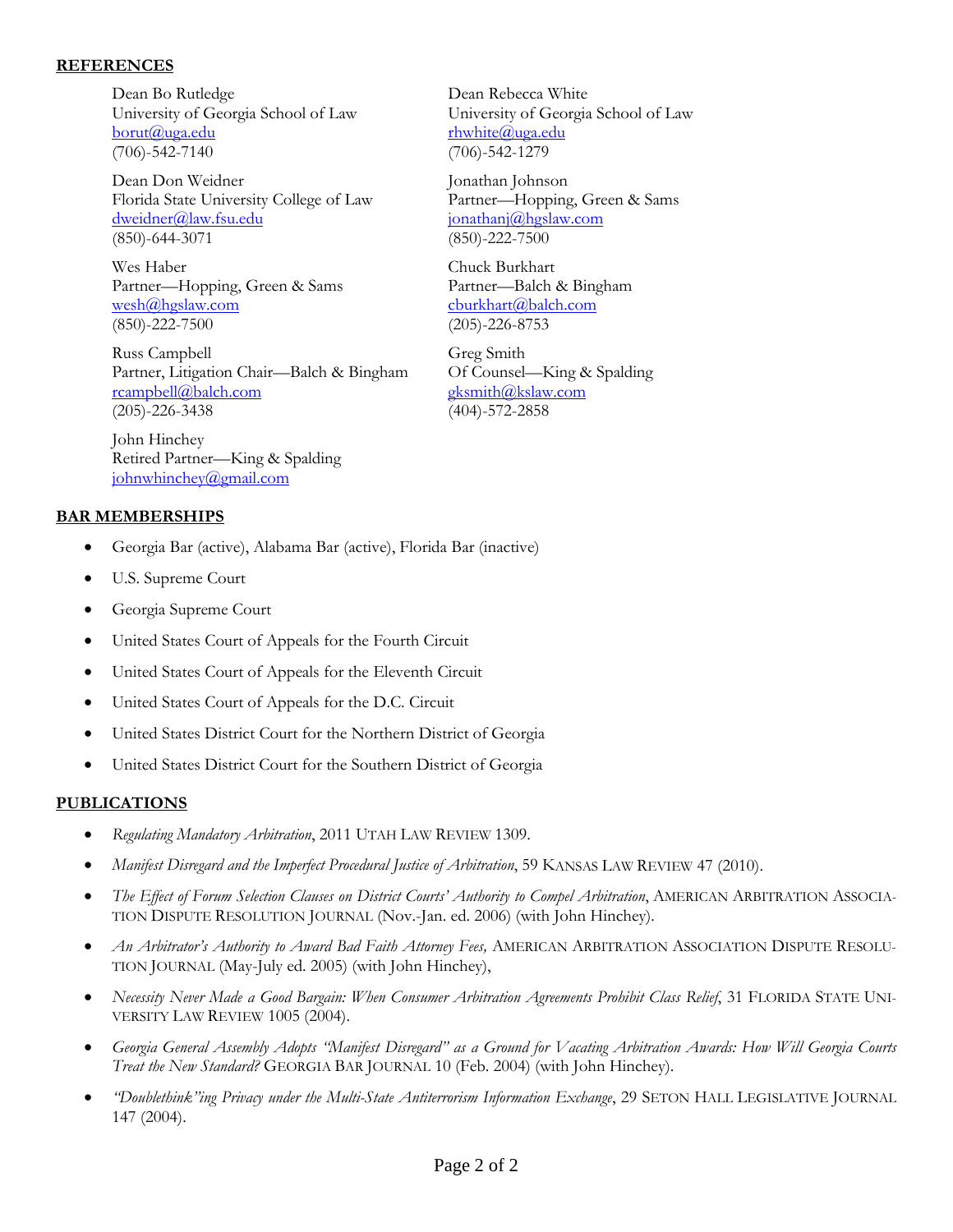## REFERENCES

Dean Bo Rutledge
University of Georgia School of Law
borut@uga.edu
(706)-542-7140

Dean Rebecca White
University of Georgia School of Law
rhwhite@uga.edu
(706)-542-1279

Dean Don Weidner
Florida State University College of Law
dweidner@law.fsu.edu
(850)-644-3071

Jonathan Johnson
Partner—Hopping, Green & Sams
jonathanj@hgslaw.com
(850)-222-7500

Wes Haber
Partner—Hopping, Green & Sams
wesh@hgslaw.com
(850)-222-7500

Chuck Burkhart
Partner—Balch & Bingham
cburkhart@balch.com
(205)-226-8753

Russ Campbell
Partner, Litigation Chair—Balch & Bingham
rcampbell@balch.com
(205)-226-3438

Greg Smith
Of Counsel—King & Spalding
gksmith@kslaw.com
(404)-572-2858

John Hinchey
Retired Partner—King & Spalding
johnwhinchey@gmail.com

## BAR MEMBERSHIPS

- Georgia Bar (active), Alabama Bar (active), Florida Bar (inactive)
- U.S. Supreme Court
- Georgia Supreme Court
- United States Court of Appeals for the Fourth Circuit
- United States Court of Appeals for the Eleventh Circuit
- United States Court of Appeals for the D.C. Circuit
- United States District Court for the Northern District of Georgia
- United States District Court for the Southern District of Georgia

## PUBLICATIONS

- *Regulating Mandatory Arbitration*, 2011 UTAH LAW REVIEW 1309.
- *Manifest Disregard and the Imperfect Procedural Justice of Arbitration*, 59 KANSAS LAW REVIEW 47 (2010).
- *The Effect of Forum Selection Clauses on District Courts' Authority to Compel Arbitration*, AMERICAN ARBITRATION ASSOCIATION DISPUTE RESOLUTION JOURNAL (Nov.-Jan. ed. 2006) (with John Hinchey).
- *An Arbitrator's Authority to Award Bad Faith Attorney Fees,* AMERICAN ARBITRATION ASSOCIATION DISPUTE RESOLUTION JOURNAL (May-July ed. 2005) (with John Hinchey),
- *Necessity Never Made a Good Bargain: When Consumer Arbitration Agreements Prohibit Class Relief*, 31 FLORIDA STATE UNIVERSITY LAW REVIEW 1005 (2004).
- *Georgia General Assembly Adopts "Manifest Disregard" as a Ground for Vacating Arbitration Awards: How Will Georgia Courts Treat the New Standard?* GEORGIA BAR JOURNAL 10 (Feb. 2004) (with John Hinchey).
- *"Doublethink"ing Privacy under the Multi-State Antiterrorism Information Exchange*, 29 SETON HALL LEGISLATIVE JOURNAL 147 (2004).